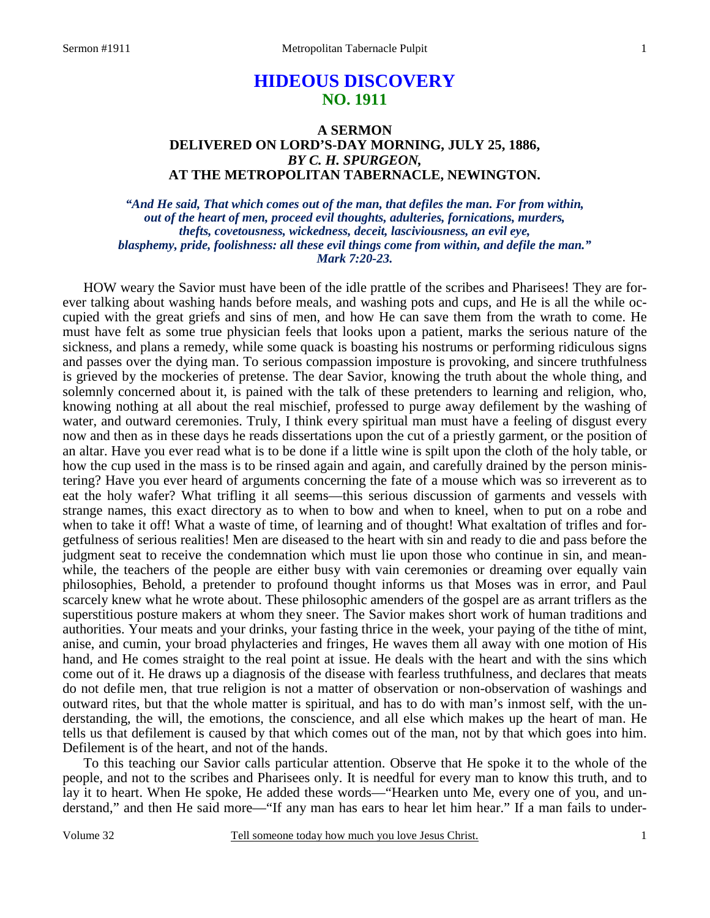# HIDEOUS DISCOVERY
## NO. 1911

### A SERMON
### DELIVERED ON LORD'S-DAY MORNING, JULY 25, 1886,
### *BY C. H. SPURGEON,*
### AT THE METROPOLITAN TABERNACLE, NEWINGTON.

***"And He said, That which comes out of the man, that defiles the man. For from within, out of the heart of men, proceed evil thoughts, adulteries, fornications, murders, thefts, covetousness, wickedness, deceit, lasciviousness, an evil eye, blasphemy, pride, foolishness: all these evil things come from within, and defile the man." Mark 7:20-23.***

HOW weary the Savior must have been of the idle prattle of the scribes and Pharisees! They are forever talking about washing hands before meals, and washing pots and cups, and He is all the while occupied with the great griefs and sins of men, and how He can save them from the wrath to come. He must have felt as some true physician feels that looks upon a patient, marks the serious nature of the sickness, and plans a remedy, while some quack is boasting his nostrums or performing ridiculous signs and passes over the dying man. To serious compassion imposture is provoking, and sincere truthfulness is grieved by the mockeries of pretense. The dear Savior, knowing the truth about the whole thing, and solemnly concerned about it, is pained with the talk of these pretenders to learning and religion, who, knowing nothing at all about the real mischief, professed to purge away defilement by the washing of water, and outward ceremonies. Truly, I think every spiritual man must have a feeling of disgust every now and then as in these days he reads dissertations upon the cut of a priestly garment, or the position of an altar. Have you ever read what is to be done if a little wine is spilt upon the cloth of the holy table, or how the cup used in the mass is to be rinsed again and again, and carefully drained by the person ministering? Have you ever heard of arguments concerning the fate of a mouse which was so irreverent as to eat the holy wafer? What trifling it all seems—this serious discussion of garments and vessels with strange names, this exact directory as to when to bow and when to kneel, when to put on a robe and when to take it off! What a waste of time, of learning and of thought! What exaltation of trifles and forgetfulness of serious realities! Men are diseased to the heart with sin and ready to die and pass before the judgment seat to receive the condemnation which must lie upon those who continue in sin, and meanwhile, the teachers of the people are either busy with vain ceremonies or dreaming over equally vain philosophies, Behold, a pretender to profound thought informs us that Moses was in error, and Paul scarcely knew what he wrote about. These philosophic amenders of the gospel are as arrant triflers as the superstitious posture makers at whom they sneer. The Savior makes short work of human traditions and authorities. Your meats and your drinks, your fasting thrice in the week, your paying of the tithe of mint, anise, and cumin, your broad phylacteries and fringes, He waves them all away with one motion of His hand, and He comes straight to the real point at issue. He deals with the heart and with the sins which come out of it. He draws up a diagnosis of the disease with fearless truthfulness, and declares that meats do not defile men, that true religion is not a matter of observation or non-observation of washings and outward rites, but that the whole matter is spiritual, and has to do with man's inmost self, with the understanding, the will, the emotions, the conscience, and all else which makes up the heart of man. He tells us that defilement is caused by that which comes out of the man, not by that which goes into him. Defilement is of the heart, and not of the hands.

To this teaching our Savior calls particular attention. Observe that He spoke it to the whole of the people, and not to the scribes and Pharisees only. It is needful for every man to know this truth, and to lay it to heart. When He spoke, He added these words—"Hearken unto Me, every one of you, and understand," and then He said more—"If any man has ears to hear let him hear." If a man fails to under-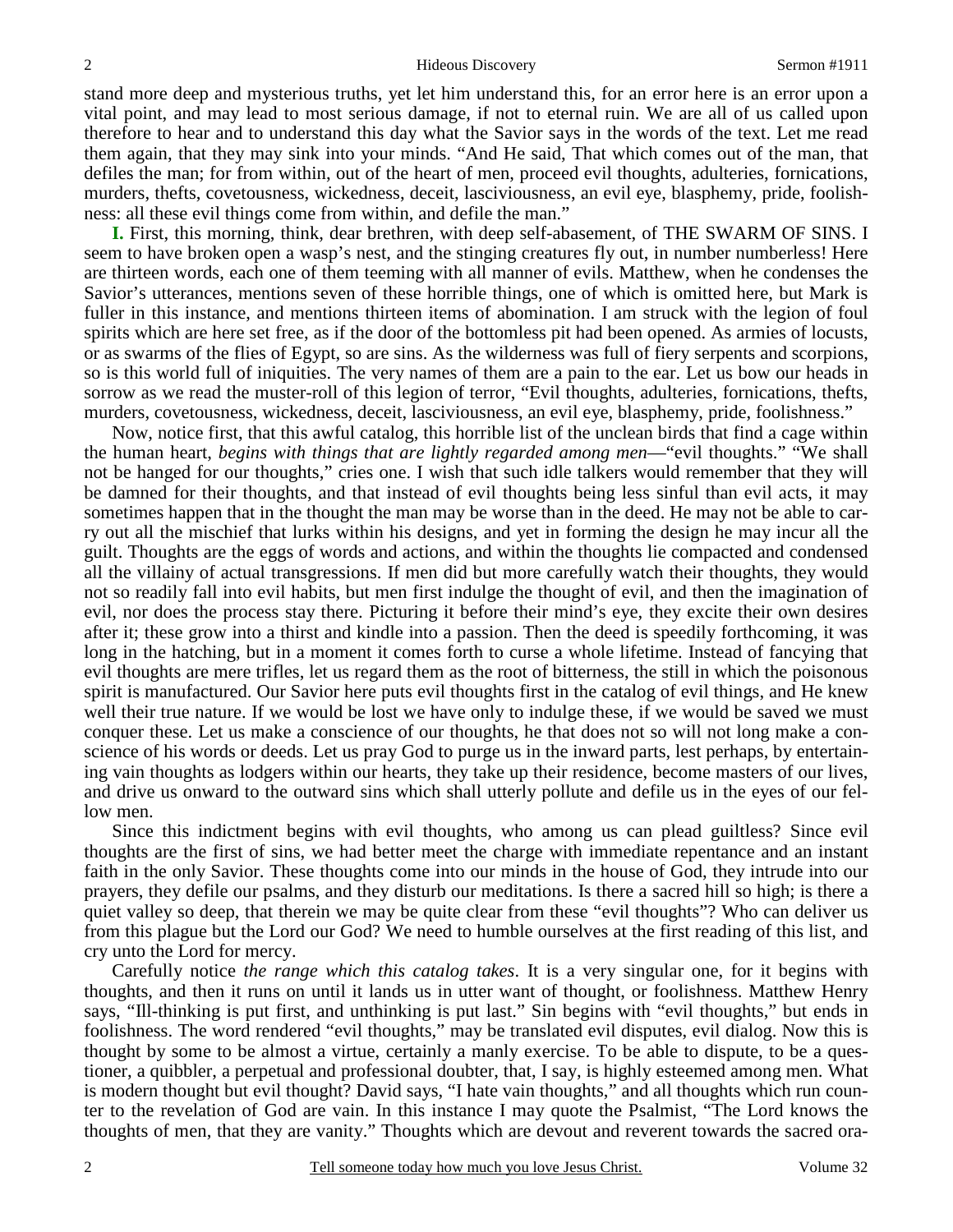stand more deep and mysterious truths, yet let him understand this, for an error here is an error upon a vital point, and may lead to most serious damage, if not to eternal ruin. We are all of us called upon therefore to hear and to understand this day what the Savior says in the words of the text. Let me read them again, that they may sink into your minds. "And He said, That which comes out of the man, that defiles the man; for from within, out of the heart of men, proceed evil thoughts, adulteries, fornications, murders, thefts, covetousness, wickedness, deceit, lasciviousness, an evil eye, blasphemy, pride, foolishness: all these evil things come from within, and defile the man."

**I.** First, this morning, think, dear brethren, with deep self-abasement, of THE SWARM OF SINS. I seem to have broken open a wasp's nest, and the stinging creatures fly out, in number numberless! Here are thirteen words, each one of them teeming with all manner of evils. Matthew, when he condenses the Savior's utterances, mentions seven of these horrible things, one of which is omitted here, but Mark is fuller in this instance, and mentions thirteen items of abomination. I am struck with the legion of foul spirits which are here set free, as if the door of the bottomless pit had been opened. As armies of locusts, or as swarms of the flies of Egypt, so are sins. As the wilderness was full of fiery serpents and scorpions, so is this world full of iniquities. The very names of them are a pain to the ear. Let us bow our heads in sorrow as we read the muster-roll of this legion of terror, "Evil thoughts, adulteries, fornications, thefts, murders, covetousness, wickedness, deceit, lasciviousness, an evil eye, blasphemy, pride, foolishness."

Now, notice first, that this awful catalog, this horrible list of the unclean birds that find a cage within the human heart, *begins with things that are lightly regarded among men*—"evil thoughts." "We shall not be hanged for our thoughts," cries one. I wish that such idle talkers would remember that they will be damned for their thoughts, and that instead of evil thoughts being less sinful than evil acts, it may sometimes happen that in the thought the man may be worse than in the deed. He may not be able to carry out all the mischief that lurks within his designs, and yet in forming the design he may incur all the guilt. Thoughts are the eggs of words and actions, and within the thoughts lie compacted and condensed all the villainy of actual transgressions. If men did but more carefully watch their thoughts, they would not so readily fall into evil habits, but men first indulge the thought of evil, and then the imagination of evil, nor does the process stay there. Picturing it before their mind's eye, they excite their own desires after it; these grow into a thirst and kindle into a passion. Then the deed is speedily forthcoming, it was long in the hatching, but in a moment it comes forth to curse a whole lifetime. Instead of fancying that evil thoughts are mere trifles, let us regard them as the root of bitterness, the still in which the poisonous spirit is manufactured. Our Savior here puts evil thoughts first in the catalog of evil things, and He knew well their true nature. If we would be lost we have only to indulge these, if we would be saved we must conquer these. Let us make a conscience of our thoughts, he that does not so will not long make a conscience of his words or deeds. Let us pray God to purge us in the inward parts, lest perhaps, by entertaining vain thoughts as lodgers within our hearts, they take up their residence, become masters of our lives, and drive us onward to the outward sins which shall utterly pollute and defile us in the eyes of our fellow men.

Since this indictment begins with evil thoughts, who among us can plead guiltless? Since evil thoughts are the first of sins, we had better meet the charge with immediate repentance and an instant faith in the only Savior. These thoughts come into our minds in the house of God, they intrude into our prayers, they defile our psalms, and they disturb our meditations. Is there a sacred hill so high; is there a quiet valley so deep, that therein we may be quite clear from these "evil thoughts"? Who can deliver us from this plague but the Lord our God? We need to humble ourselves at the first reading of this list, and cry unto the Lord for mercy.

Carefully notice *the range which this catalog takes*. It is a very singular one, for it begins with thoughts, and then it runs on until it lands us in utter want of thought, or foolishness. Matthew Henry says, "Ill-thinking is put first, and unthinking is put last." Sin begins with "evil thoughts," but ends in foolishness. The word rendered "evil thoughts," may be translated evil disputes, evil dialog. Now this is thought by some to be almost a virtue, certainly a manly exercise. To be able to dispute, to be a questioner, a quibbler, a perpetual and professional doubter, that, I say, is highly esteemed among men. What is modern thought but evil thought? David says, "I hate vain thoughts," and all thoughts which run counter to the revelation of God are vain. In this instance I may quote the Psalmist, "The Lord knows the thoughts of men, that they are vanity." Thoughts which are devout and reverent towards the sacred ora-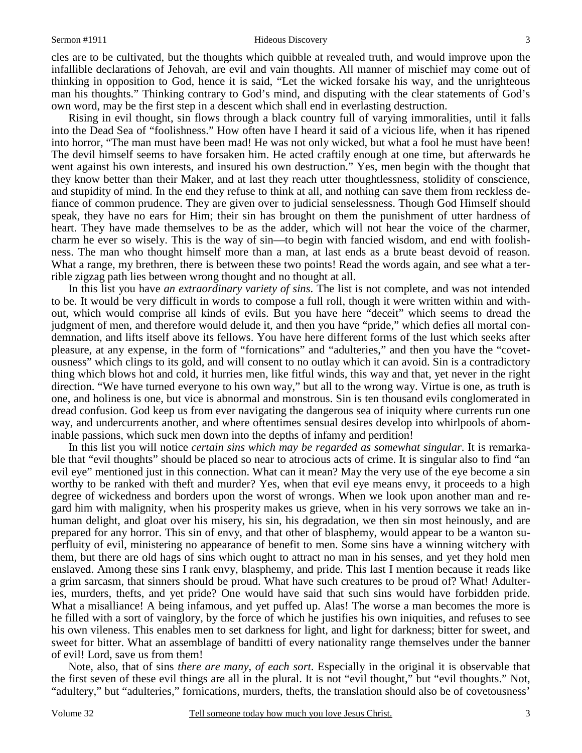cles are to be cultivated, but the thoughts which quibble at revealed truth, and would improve upon the infallible declarations of Jehovah, are evil and vain thoughts. All manner of mischief may come out of thinking in opposition to God, hence it is said, "Let the wicked forsake his way, and the unrighteous man his thoughts." Thinking contrary to God's mind, and disputing with the clear statements of God's own word, may be the first step in a descent which shall end in everlasting destruction.

Rising in evil thought, sin flows through a black country full of varying immoralities, until it falls into the Dead Sea of "foolishness." How often have I heard it said of a vicious life, when it has ripened into horror, "The man must have been mad! He was not only wicked, but what a fool he must have been! The devil himself seems to have forsaken him. He acted craftily enough at one time, but afterwards he went against his own interests, and insured his own destruction." Yes, men begin with the thought that they know better than their Maker, and at last they reach utter thoughtlessness, stolidity of conscience, and stupidity of mind. In the end they refuse to think at all, and nothing can save them from reckless defiance of common prudence. They are given over to judicial senselessness. Though God Himself should speak, they have no ears for Him; their sin has brought on them the punishment of utter hardness of heart. They have made themselves to be as the adder, which will not hear the voice of the charmer, charm he ever so wisely. This is the way of sin—to begin with fancied wisdom, and end with foolishness. The man who thought himself more than a man, at last ends as a brute beast devoid of reason. What a range, my brethren, there is between these two points! Read the words again, and see what a terrible zigzag path lies between wrong thought and no thought at all.

In this list you have *an extraordinary variety of sins*. The list is not complete, and was not intended to be. It would be very difficult in words to compose a full roll, though it were written within and without, which would comprise all kinds of evils. But you have here "deceit" which seems to dread the judgment of men, and therefore would delude it, and then you have "pride," which defies all mortal condemnation, and lifts itself above its fellows. You have here different forms of the lust which seeks after pleasure, at any expense, in the form of "fornications" and "adulteries," and then you have the "covetousness" which clings to its gold, and will consent to no outlay which it can avoid. Sin is a contradictory thing which blows hot and cold, it hurries men, like fitful winds, this way and that, yet never in the right direction. "We have turned everyone to his own way," but all to the wrong way. Virtue is one, as truth is one, and holiness is one, but vice is abnormal and monstrous. Sin is ten thousand evils conglomerated in dread confusion. God keep us from ever navigating the dangerous sea of iniquity where currents run one way, and undercurrents another, and where oftentimes sensual desires develop into whirlpools of abominable passions, which suck men down into the depths of infamy and perdition!

In this list you will notice *certain sins which may be regarded as somewhat singular*. It is remarkable that "evil thoughts" should be placed so near to atrocious acts of crime. It is singular also to find "an evil eye" mentioned just in this connection. What can it mean? May the very use of the eye become a sin worthy to be ranked with theft and murder? Yes, when that evil eye means envy, it proceeds to a high degree of wickedness and borders upon the worst of wrongs. When we look upon another man and regard him with malignity, when his prosperity makes us grieve, when in his very sorrows we take an inhuman delight, and gloat over his misery, his sin, his degradation, we then sin most heinously, and are prepared for any horror. This sin of envy, and that other of blasphemy, would appear to be a wanton superfluity of evil, ministering no appearance of benefit to men. Some sins have a winning witchery with them, but there are old hags of sins which ought to attract no man in his senses, and yet they hold men enslaved. Among these sins I rank envy, blasphemy, and pride. This last I mention because it reads like a grim sarcasm, that sinners should be proud. What have such creatures to be proud of? What! Adulteries, murders, thefts, and yet pride? One would have said that such sins would have forbidden pride. What a misalliance! A being infamous, and yet puffed up. Alas! The worse a man becomes the more is he filled with a sort of vainglory, by the force of which he justifies his own iniquities, and refuses to see his own vileness. This enables men to set darkness for light, and light for darkness; bitter for sweet, and sweet for bitter. What an assemblage of banditti of every nationality range themselves under the banner of evil! Lord, save us from them!

Note, also, that of sins *there are many, of each sort*. Especially in the original it is observable that the first seven of these evil things are all in the plural. It is not "evil thought," but "evil thoughts." Not, "adultery," but "adulteries," fornications, murders, thefts, the translation should also be of covetousness'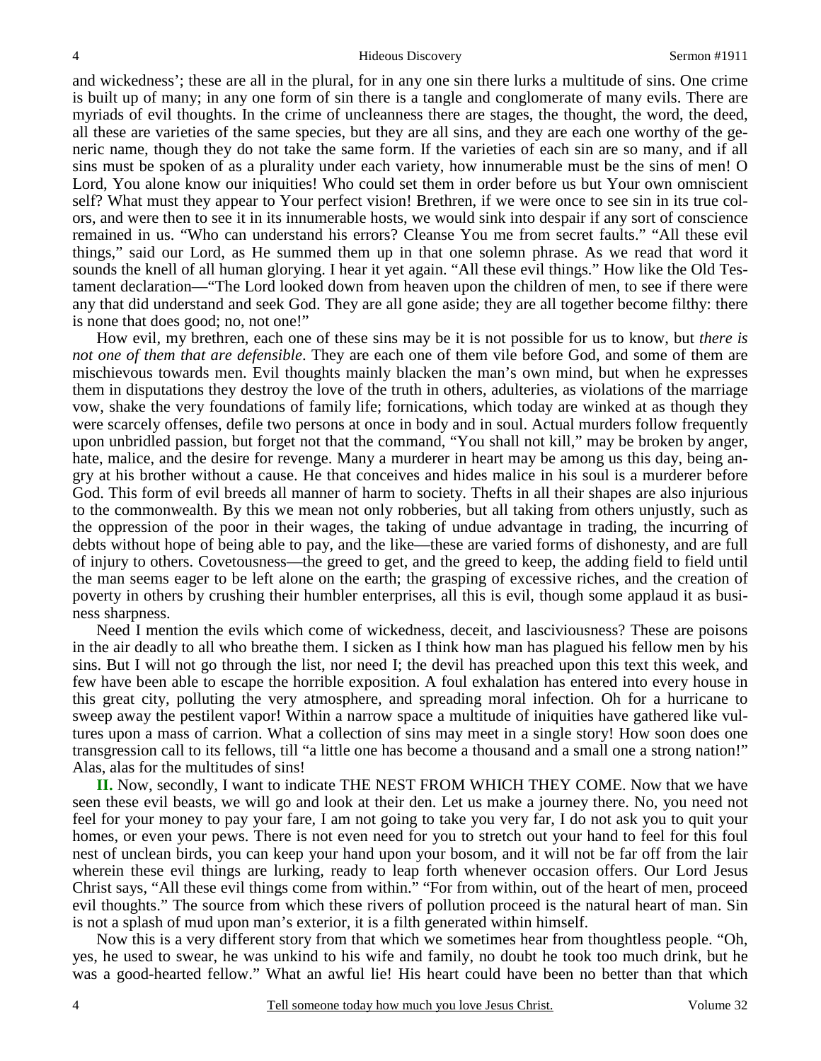and wickedness'; these are all in the plural, for in any one sin there lurks a multitude of sins. One crime is built up of many; in any one form of sin there is a tangle and conglomerate of many evils. There are myriads of evil thoughts. In the crime of uncleanness there are stages, the thought, the word, the deed, all these are varieties of the same species, but they are all sins, and they are each one worthy of the generic name, though they do not take the same form. If the varieties of each sin are so many, and if all sins must be spoken of as a plurality under each variety, how innumerable must be the sins of men! O Lord, You alone know our iniquities! Who could set them in order before us but Your own omniscient self? What must they appear to Your perfect vision! Brethren, if we were once to see sin in its true colors, and were then to see it in its innumerable hosts, we would sink into despair if any sort of conscience remained in us. "Who can understand his errors? Cleanse You me from secret faults." "All these evil things," said our Lord, as He summed them up in that one solemn phrase. As we read that word it sounds the knell of all human glorying. I hear it yet again. "All these evil things." How like the Old Testament declaration—"The Lord looked down from heaven upon the children of men, to see if there were any that did understand and seek God. They are all gone aside; they are all together become filthy: there is none that does good; no, not one!"

How evil, my brethren, each one of these sins may be it is not possible for us to know, but *there is not one of them that are defensible*. They are each one of them vile before God, and some of them are mischievous towards men. Evil thoughts mainly blacken the man's own mind, but when he expresses them in disputations they destroy the love of the truth in others, adulteries, as violations of the marriage vow, shake the very foundations of family life; fornications, which today are winked at as though they were scarcely offenses, defile two persons at once in body and in soul. Actual murders follow frequently upon unbridled passion, but forget not that the command, "You shall not kill," may be broken by anger, hate, malice, and the desire for revenge. Many a murderer in heart may be among us this day, being angry at his brother without a cause. He that conceives and hides malice in his soul is a murderer before God. This form of evil breeds all manner of harm to society. Thefts in all their shapes are also injurious to the commonwealth. By this we mean not only robberies, but all taking from others unjustly, such as the oppression of the poor in their wages, the taking of undue advantage in trading, the incurring of debts without hope of being able to pay, and the like—these are varied forms of dishonesty, and are full of injury to others. Covetousness—the greed to get, and the greed to keep, the adding field to field until the man seems eager to be left alone on the earth; the grasping of excessive riches, and the creation of poverty in others by crushing their humbler enterprises, all this is evil, though some applaud it as business sharpness.

Need I mention the evils which come of wickedness, deceit, and lasciviousness? These are poisons in the air deadly to all who breathe them. I sicken as I think how man has plagued his fellow men by his sins. But I will not go through the list, nor need I; the devil has preached upon this text this week, and few have been able to escape the horrible exposition. A foul exhalation has entered into every house in this great city, polluting the very atmosphere, and spreading moral infection. Oh for a hurricane to sweep away the pestilent vapor! Within a narrow space a multitude of iniquities have gathered like vultures upon a mass of carrion. What a collection of sins may meet in a single story! How soon does one transgression call to its fellows, till "a little one has become a thousand and a small one a strong nation!" Alas, alas for the multitudes of sins!

**II.** Now, secondly, I want to indicate THE NEST FROM WHICH THEY COME. Now that we have seen these evil beasts, we will go and look at their den. Let us make a journey there. No, you need not feel for your money to pay your fare, I am not going to take you very far, I do not ask you to quit your homes, or even your pews. There is not even need for you to stretch out your hand to feel for this foul nest of unclean birds, you can keep your hand upon your bosom, and it will not be far off from the lair wherein these evil things are lurking, ready to leap forth whenever occasion offers. Our Lord Jesus Christ says, "All these evil things come from within." "For from within, out of the heart of men, proceed evil thoughts." The source from which these rivers of pollution proceed is the natural heart of man. Sin is not a splash of mud upon man's exterior, it is a filth generated within himself.

Now this is a very different story from that which we sometimes hear from thoughtless people. "Oh, yes, he used to swear, he was unkind to his wife and family, no doubt he took too much drink, but he was a good-hearted fellow." What an awful lie! His heart could have been no better than that which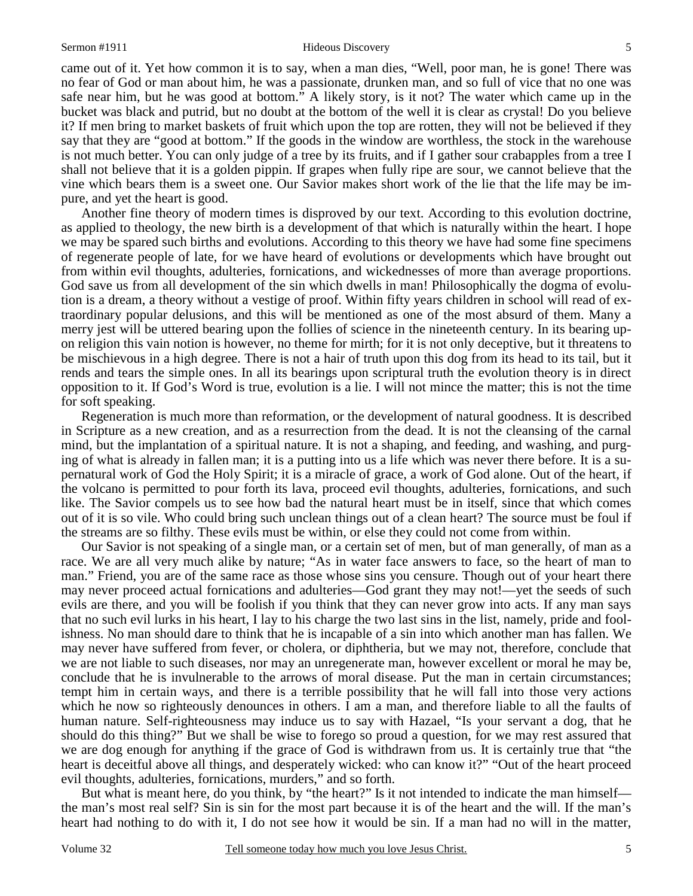came out of it. Yet how common it is to say, when a man dies, "Well, poor man, he is gone! There was no fear of God or man about him, he was a passionate, drunken man, and so full of vice that no one was safe near him, but he was good at bottom." A likely story, is it not? The water which came up in the bucket was black and putrid, but no doubt at the bottom of the well it is clear as crystal! Do you believe it? If men bring to market baskets of fruit which upon the top are rotten, they will not be believed if they say that they are "good at bottom." If the goods in the window are worthless, the stock in the warehouse is not much better. You can only judge of a tree by its fruits, and if I gather sour crabapples from a tree I shall not believe that it is a golden pippin. If grapes when fully ripe are sour, we cannot believe that the vine which bears them is a sweet one. Our Savior makes short work of the lie that the life may be impure, and yet the heart is good.

Another fine theory of modern times is disproved by our text. According to this evolution doctrine, as applied to theology, the new birth is a development of that which is naturally within the heart. I hope we may be spared such births and evolutions. According to this theory we have had some fine specimens of regenerate people of late, for we have heard of evolutions or developments which have brought out from within evil thoughts, adulteries, fornications, and wickednesses of more than average proportions. God save us from all development of the sin which dwells in man! Philosophically the dogma of evolution is a dream, a theory without a vestige of proof. Within fifty years children in school will read of extraordinary popular delusions, and this will be mentioned as one of the most absurd of them. Many a merry jest will be uttered bearing upon the follies of science in the nineteenth century. In its bearing upon religion this vain notion is however, no theme for mirth; for it is not only deceptive, but it threatens to be mischievous in a high degree. There is not a hair of truth upon this dog from its head to its tail, but it rends and tears the simple ones. In all its bearings upon scriptural truth the evolution theory is in direct opposition to it. If God's Word is true, evolution is a lie. I will not mince the matter; this is not the time for soft speaking.

Regeneration is much more than reformation, or the development of natural goodness. It is described in Scripture as a new creation, and as a resurrection from the dead. It is not the cleansing of the carnal mind, but the implantation of a spiritual nature. It is not a shaping, and feeding, and washing, and purging of what is already in fallen man; it is a putting into us a life which was never there before. It is a supernatural work of God the Holy Spirit; it is a miracle of grace, a work of God alone. Out of the heart, if the volcano is permitted to pour forth its lava, proceed evil thoughts, adulteries, fornications, and such like. The Savior compels us to see how bad the natural heart must be in itself, since that which comes out of it is so vile. Who could bring such unclean things out of a clean heart? The source must be foul if the streams are so filthy. These evils must be within, or else they could not come from within.

Our Savior is not speaking of a single man, or a certain set of men, but of man generally, of man as a race. We are all very much alike by nature; "As in water face answers to face, so the heart of man to man." Friend, you are of the same race as those whose sins you censure. Though out of your heart there may never proceed actual fornications and adulteries—God grant they may not!—yet the seeds of such evils are there, and you will be foolish if you think that they can never grow into acts. If any man says that no such evil lurks in his heart, I lay to his charge the two last sins in the list, namely, pride and foolishness. No man should dare to think that he is incapable of a sin into which another man has fallen. We may never have suffered from fever, or cholera, or diphtheria, but we may not, therefore, conclude that we are not liable to such diseases, nor may an unregenerate man, however excellent or moral he may be, conclude that he is invulnerable to the arrows of moral disease. Put the man in certain circumstances; tempt him in certain ways, and there is a terrible possibility that he will fall into those very actions which he now so righteously denounces in others. I am a man, and therefore liable to all the faults of human nature. Self-righteousness may induce us to say with Hazael, "Is your servant a dog, that he should do this thing?" But we shall be wise to forego so proud a question, for we may rest assured that we are dog enough for anything if the grace of God is withdrawn from us. It is certainly true that "the heart is deceitful above all things, and desperately wicked: who can know it?" "Out of the heart proceed evil thoughts, adulteries, fornications, murders," and so forth.

But what is meant here, do you think, by "the heart?" Is it not intended to indicate the man himself—the man's most real self? Sin is sin for the most part because it is of the heart and the will. If the man's heart had nothing to do with it, I do not see how it would be sin. If a man had no will in the matter,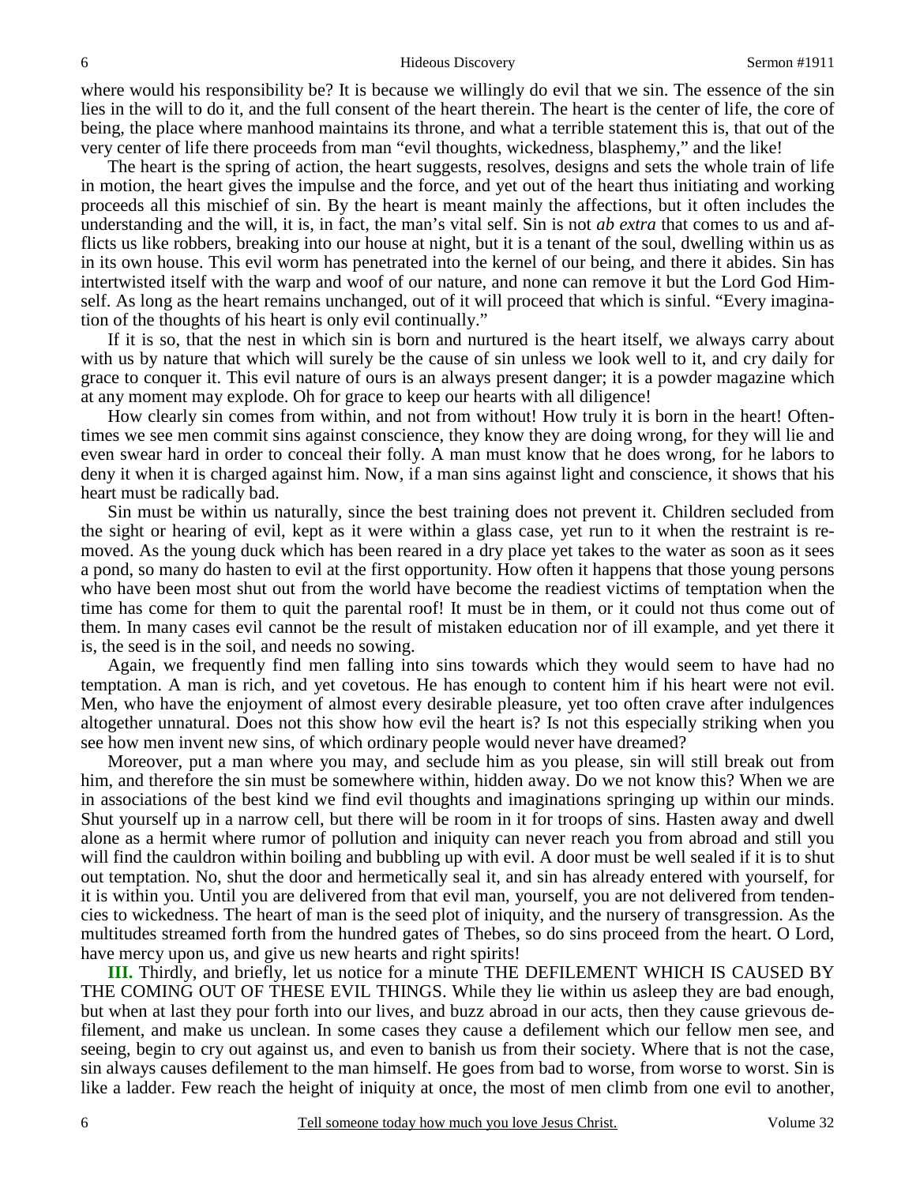where would his responsibility be? It is because we willingly do evil that we sin. The essence of the sin lies in the will to do it, and the full consent of the heart therein. The heart is the center of life, the core of being, the place where manhood maintains its throne, and what a terrible statement this is, that out of the very center of life there proceeds from man "evil thoughts, wickedness, blasphemy," and the like!

The heart is the spring of action, the heart suggests, resolves, designs and sets the whole train of life in motion, the heart gives the impulse and the force, and yet out of the heart thus initiating and working proceeds all this mischief of sin. By the heart is meant mainly the affections, but it often includes the understanding and the will, it is, in fact, the man's vital self. Sin is not *ab extra* that comes to us and afflicts us like robbers, breaking into our house at night, but it is a tenant of the soul, dwelling within us as in its own house. This evil worm has penetrated into the kernel of our being, and there it abides. Sin has intertwisted itself with the warp and woof of our nature, and none can remove it but the Lord God Himself. As long as the heart remains unchanged, out of it will proceed that which is sinful. "Every imagination of the thoughts of his heart is only evil continually."

If it is so, that the nest in which sin is born and nurtured is the heart itself, we always carry about with us by nature that which will surely be the cause of sin unless we look well to it, and cry daily for grace to conquer it. This evil nature of ours is an always present danger; it is a powder magazine which at any moment may explode. Oh for grace to keep our hearts with all diligence!

How clearly sin comes from within, and not from without! How truly it is born in the heart! Oftentimes we see men commit sins against conscience, they know they are doing wrong, for they will lie and even swear hard in order to conceal their folly. A man must know that he does wrong, for he labors to deny it when it is charged against him. Now, if a man sins against light and conscience, it shows that his heart must be radically bad.

Sin must be within us naturally, since the best training does not prevent it. Children secluded from the sight or hearing of evil, kept as it were within a glass case, yet run to it when the restraint is removed. As the young duck which has been reared in a dry place yet takes to the water as soon as it sees a pond, so many do hasten to evil at the first opportunity. How often it happens that those young persons who have been most shut out from the world have become the readiest victims of temptation when the time has come for them to quit the parental roof! It must be in them, or it could not thus come out of them. In many cases evil cannot be the result of mistaken education nor of ill example, and yet there it is, the seed is in the soil, and needs no sowing.

Again, we frequently find men falling into sins towards which they would seem to have had no temptation. A man is rich, and yet covetous. He has enough to content him if his heart were not evil. Men, who have the enjoyment of almost every desirable pleasure, yet too often crave after indulgences altogether unnatural. Does not this show how evil the heart is? Is not this especially striking when you see how men invent new sins, of which ordinary people would never have dreamed?

Moreover, put a man where you may, and seclude him as you please, sin will still break out from him, and therefore the sin must be somewhere within, hidden away. Do we not know this? When we are in associations of the best kind we find evil thoughts and imaginations springing up within our minds. Shut yourself up in a narrow cell, but there will be room in it for troops of sins. Hasten away and dwell alone as a hermit where rumor of pollution and iniquity can never reach you from abroad and still you will find the cauldron within boiling and bubbling up with evil. A door must be well sealed if it is to shut out temptation. No, shut the door and hermetically seal it, and sin has already entered with yourself, for it is within you. Until you are delivered from that evil man, yourself, you are not delivered from tendencies to wickedness. The heart of man is the seed plot of iniquity, and the nursery of transgression. As the multitudes streamed forth from the hundred gates of Thebes, so do sins proceed from the heart. O Lord, have mercy upon us, and give us new hearts and right spirits!

**III.** Thirdly, and briefly, let us notice for a minute THE DEFILEMENT WHICH IS CAUSED BY THE COMING OUT OF THESE EVIL THINGS. While they lie within us asleep they are bad enough, but when at last they pour forth into our lives, and buzz abroad in our acts, then they cause grievous defilement, and make us unclean. In some cases they cause a defilement which our fellow men see, and seeing, begin to cry out against us, and even to banish us from their society. Where that is not the case, sin always causes defilement to the man himself. He goes from bad to worse, from worse to worst. Sin is like a ladder. Few reach the height of iniquity at once, the most of men climb from one evil to another,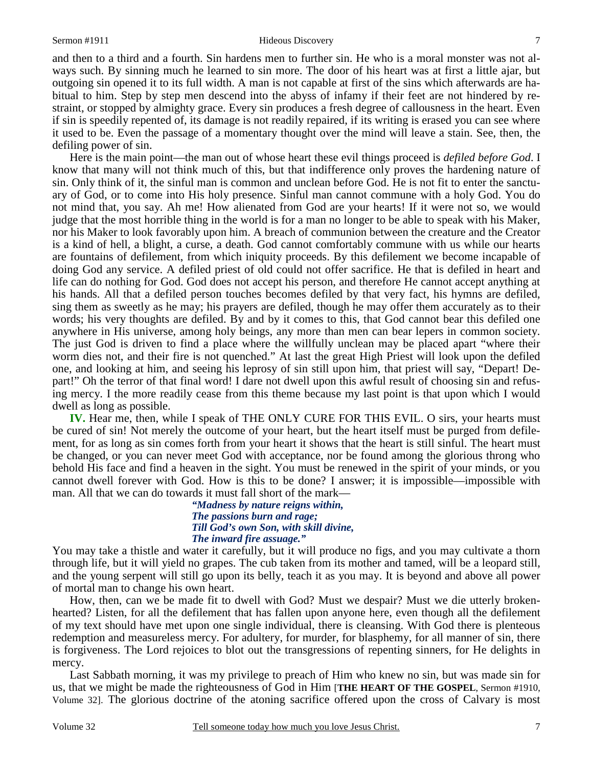and then to a third and a fourth. Sin hardens men to further sin. He who is a moral monster was not always such. By sinning much he learned to sin more. The door of his heart was at first a little ajar, but outgoing sin opened it to its full width. A man is not capable at first of the sins which afterwards are habitual to him. Step by step men descend into the abyss of infamy if their feet are not hindered by restraint, or stopped by almighty grace. Every sin produces a fresh degree of callousness in the heart. Even if sin is speedily repented of, its damage is not readily repaired, if its writing is erased you can see where it used to be. Even the passage of a momentary thought over the mind will leave a stain. See, then, the defiling power of sin.

Here is the main point—the man out of whose heart these evil things proceed is *defiled before God*. I know that many will not think much of this, but that indifference only proves the hardening nature of sin. Only think of it, the sinful man is common and unclean before God. He is not fit to enter the sanctuary of God, or to come into His holy presence. Sinful man cannot commune with a holy God. You do not mind that, you say. Ah me! How alienated from God are your hearts! If it were not so, we would judge that the most horrible thing in the world is for a man no longer to be able to speak with his Maker, nor his Maker to look favorably upon him. A breach of communion between the creature and the Creator is a kind of hell, a blight, a curse, a death. God cannot comfortably commune with us while our hearts are fountains of defilement, from which iniquity proceeds. By this defilement we become incapable of doing God any service. A defiled priest of old could not offer sacrifice. He that is defiled in heart and life can do nothing for God. God does not accept his person, and therefore He cannot accept anything at his hands. All that a defiled person touches becomes defiled by that very fact, his hymns are defiled, sing them as sweetly as he may; his prayers are defiled, though he may offer them accurately as to their words; his very thoughts are defiled. By and by it comes to this, that God cannot bear this defiled one anywhere in His universe, among holy beings, any more than men can bear lepers in common society. The just God is driven to find a place where the willfully unclean may be placed apart "where their worm dies not, and their fire is not quenched." At last the great High Priest will look upon the defiled one, and looking at him, and seeing his leprosy of sin still upon him, that priest will say, "Depart! Depart!" Oh the terror of that final word! I dare not dwell upon this awful result of choosing sin and refusing mercy. I the more readily cease from this theme because my last point is that upon which I would dwell as long as possible.

**IV.** Hear me, then, while I speak of THE ONLY CURE FOR THIS EVIL. O sirs, your hearts must be cured of sin! Not merely the outcome of your heart, but the heart itself must be purged from defilement, for as long as sin comes forth from your heart it shows that the heart is still sinful. The heart must be changed, or you can never meet God with acceptance, nor be found among the glorious throng who behold His face and find a heaven in the sight. You must be renewed in the spirit of your minds, or you cannot dwell forever with God. How is this to be done? I answer; it is impossible—impossible with man. All that we can do towards it must fall short of the mark—

> ***"Madness by nature reigns within,***
> ***The passions burn and rage;***
> ***Till God's own Son, with skill divine,***
> ***The inward fire assuage."***

You may take a thistle and water it carefully, but it will produce no figs, and you may cultivate a thorn through life, but it will yield no grapes. The cub taken from its mother and tamed, will be a leopard still, and the young serpent will still go upon its belly, teach it as you may. It is beyond and above all power of mortal man to change his own heart.

How, then, can we be made fit to dwell with God? Must we despair? Must we die utterly broken-hearted? Listen, for all the defilement that has fallen upon anyone here, even though all the defilement of my text should have met upon one single individual, there is cleansing. With God there is plenteous redemption and measureless mercy. For adultery, for murder, for blasphemy, for all manner of sin, there is forgiveness. The Lord rejoices to blot out the transgressions of repenting sinners, for He delights in mercy.

Last Sabbath morning, it was my privilege to preach of Him who knew no sin, but was made sin for us, that we might be made the righteousness of God in Him [**THE HEART OF THE GOSPEL**, Sermon #1910, Volume 32]. The glorious doctrine of the atoning sacrifice offered upon the cross of Calvary is most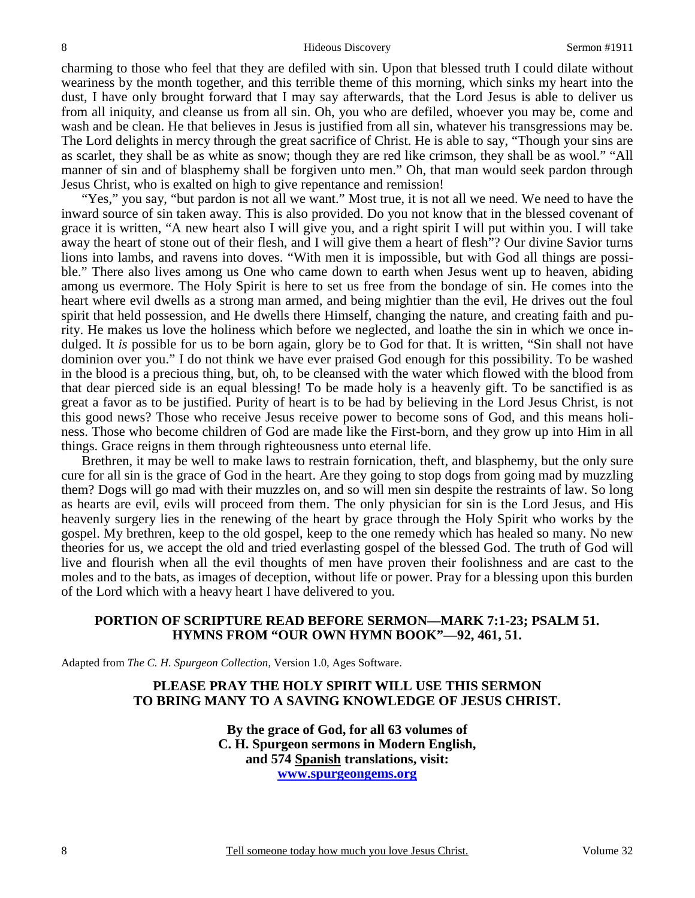charming to those who feel that they are defiled with sin. Upon that blessed truth I could dilate without weariness by the month together, and this terrible theme of this morning, which sinks my heart into the dust, I have only brought forward that I may say afterwards, that the Lord Jesus is able to deliver us from all iniquity, and cleanse us from all sin. Oh, you who are defiled, whoever you may be, come and wash and be clean. He that believes in Jesus is justified from all sin, whatever his transgressions may be. The Lord delights in mercy through the great sacrifice of Christ. He is able to say, "Though your sins are as scarlet, they shall be as white as snow; though they are red like crimson, they shall be as wool." "All manner of sin and of blasphemy shall be forgiven unto men." Oh, that man would seek pardon through Jesus Christ, who is exalted on high to give repentance and remission!

"Yes," you say, "but pardon is not all we want." Most true, it is not all we need. We need to have the inward source of sin taken away. This is also provided. Do you not know that in the blessed covenant of grace it is written, "A new heart also I will give you, and a right spirit I will put within you. I will take away the heart of stone out of their flesh, and I will give them a heart of flesh"? Our divine Savior turns lions into lambs, and ravens into doves. "With men it is impossible, but with God all things are possible." There also lives among us One who came down to earth when Jesus went up to heaven, abiding among us evermore. The Holy Spirit is here to set us free from the bondage of sin. He comes into the heart where evil dwells as a strong man armed, and being mightier than the evil, He drives out the foul spirit that held possession, and He dwells there Himself, changing the nature, and creating faith and purity. He makes us love the holiness which before we neglected, and loathe the sin in which we once indulged. It *is* possible for us to be born again, glory be to God for that. It is written, "Sin shall not have dominion over you." I do not think we have ever praised God enough for this possibility. To be washed in the blood is a precious thing, but, oh, to be cleansed with the water which flowed with the blood from that dear pierced side is an equal blessing! To be made holy is a heavenly gift. To be sanctified is as great a favor as to be justified. Purity of heart is to be had by believing in the Lord Jesus Christ, is not this good news? Those who receive Jesus receive power to become sons of God, and this means holiness. Those who become children of God are made like the First-born, and they grow up into Him in all things. Grace reigns in them through righteousness unto eternal life.

Brethren, it may be well to make laws to restrain fornication, theft, and blasphemy, but the only sure cure for all sin is the grace of God in the heart. Are they going to stop dogs from going mad by muzzling them? Dogs will go mad with their muzzles on, and so will men sin despite the restraints of law. So long as hearts are evil, evils will proceed from them. The only physician for sin is the Lord Jesus, and His heavenly surgery lies in the renewing of the heart by grace through the Holy Spirit who works by the gospel. My brethren, keep to the old gospel, keep to the one remedy which has healed so many. No new theories for us, we accept the old and tried everlasting gospel of the blessed God. The truth of God will live and flourish when all the evil thoughts of men have proven their foolishness and are cast to the moles and to the bats, as images of deception, without life or power. Pray for a blessing upon this burden of the Lord which with a heavy heart I have delivered to you.

**PORTION OF SCRIPTURE READ BEFORE SERMON—MARK 7:1-23; PSALM 51.**
**HYMNS FROM "OUR OWN HYMN BOOK"—92, 461, 51.**

Adapted from *The C. H. Spurgeon Collection*, Version 1.0, Ages Software.

**PLEASE PRAY THE HOLY SPIRIT WILL USE THIS SERMON TO BRING MANY TO A SAVING KNOWLEDGE OF JESUS CHRIST.**

**By the grace of God, for all 63 volumes of C. H. Spurgeon sermons in Modern English, and 574 Spanish translations, visit: www.spurgeongems.org**